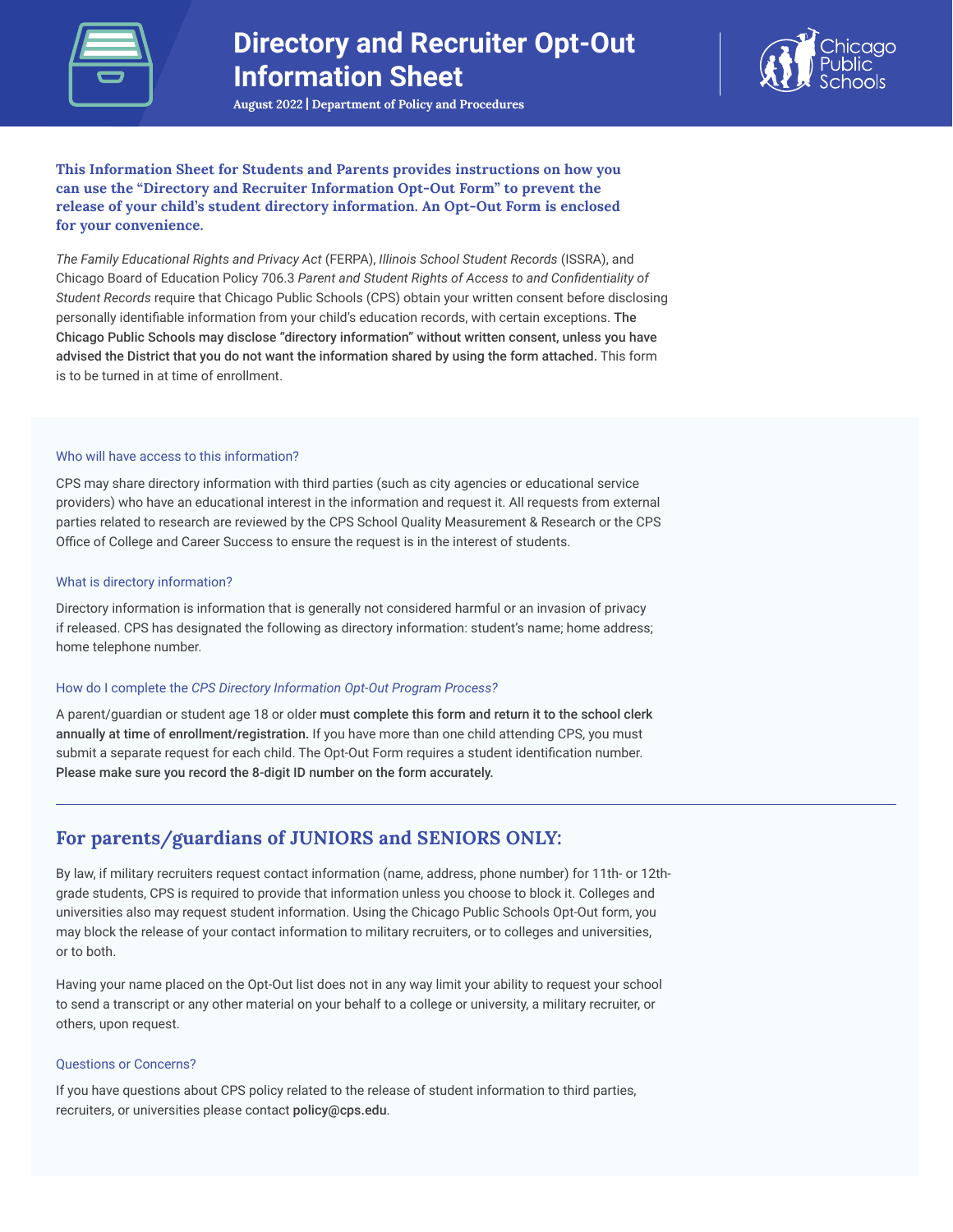# Directory and Recruiter Opt-Out Information Sheet

**August 2022 | Department of Policy and Procedures**

**This Information Sheet for Students and Parents provides instructions on how you can use the "Directory and Recruiter Information Opt-Out Form" to prevent the release of your child's student directory information. An Opt-Out Form is enclosed for your convenience.**

*The Family Educational Rights and Privacy Act* (FERPA), *Illinois School Student Records* (ISSRA), and Chicago Board of Education Policy 706.3 *Parent and Student Rights of Access to and Confidentiality of Student Records* require that Chicago Public Schools (CPS) obtain your written consent before disclosing personally identifiable information from your child's education records, with certain exceptions. **The Chicago Public Schools may disclose "directory information" without written consent, unless you have advised the District that you do not want the information shared by using the form attached.** This form is to be turned in at time of enrollment.

### Who will have access to this information?

CPS may share directory information with third parties (such as city agencies or educational service providers) who have an educational interest in the information and request it. All requests from external parties related to research are reviewed by the CPS School Quality Measurement & Research or the CPS Office of College and Career Success to ensure the request is in the interest of students.

### What is directory information?

Directory information is information that is generally not considered harmful or an invasion of privacy if released. CPS has designated the following as directory information: student's name; home address; home telephone number.

### How do I complete the *CPS Directory Information Opt-Out Program Process?*

A parent/guardian or student age 18 or older **must complete this form and return it to the school clerk annually at time of enrollment/registration.** If you have more than one child attending CPS, you must submit a separate request for each child. The Opt-Out Form requires a student identification number. **Please make sure you record the 8-digit ID number on the form accurately.**

---

## For parents/guardians of JUNIORS and SENIORS ONLY:

By law, if military recruiters request contact information (name, address, phone number) for 11th- or 12th-grade students, CPS is required to provide that information unless you choose to block it. Colleges and universities also may request student information. Using the Chicago Public Schools Opt-Out form, you may block the release of your contact information to military recruiters, or to colleges and universities, or to both.

Having your name placed on the Opt-Out list does not in any way limit your ability to request your school to send a transcript or any other material on your behalf to a college or university, a military recruiter, or others, upon request.

### Questions or Concerns?

If you have questions about CPS policy related to the release of student information to third parties, recruiters, or universities please contact **policy@cps.edu**.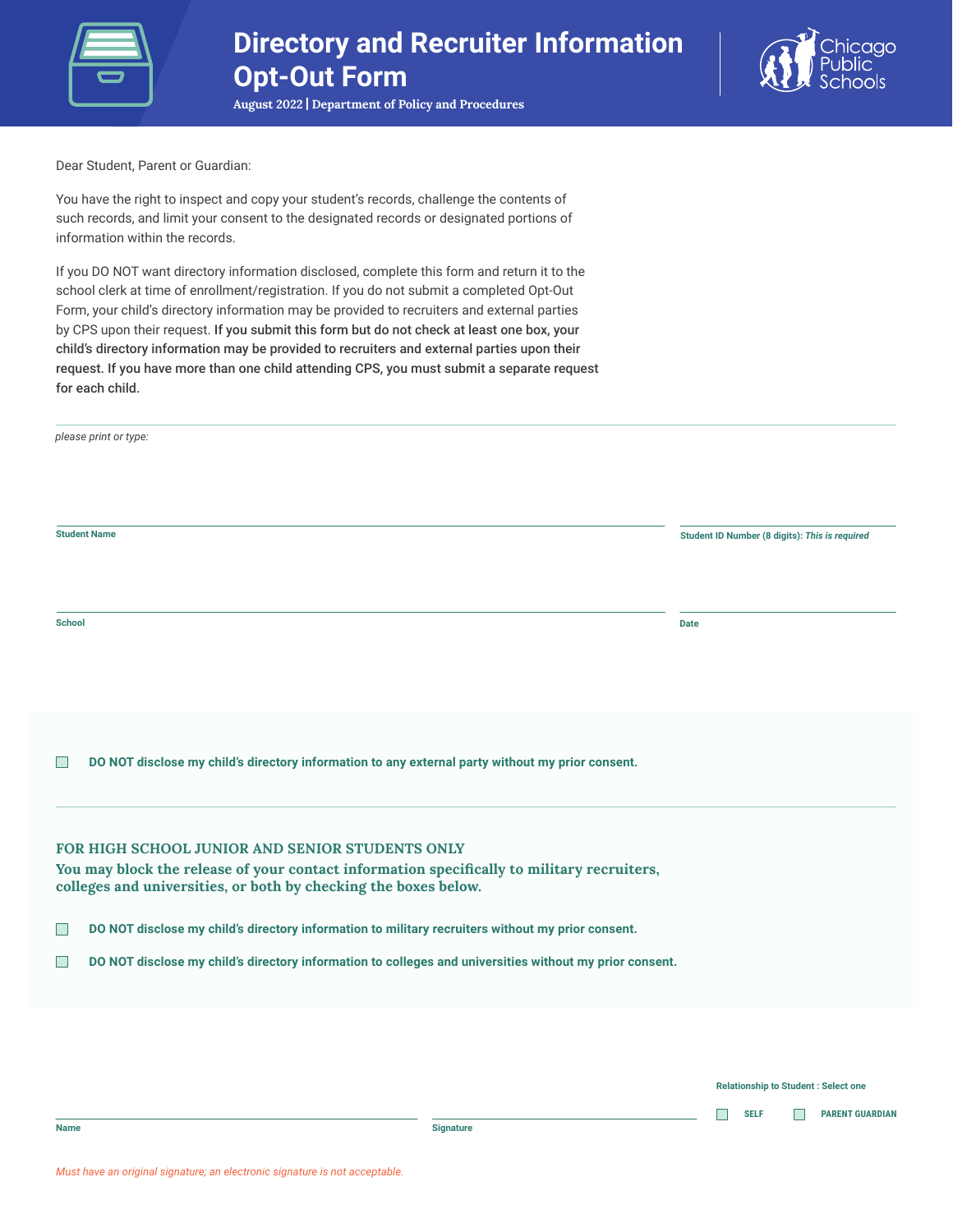# Directory and Recruiter Information Opt-Out Form

**August 2022 | Department of Policy and Procedures**

Chicago Public Schools

Dear Student, Parent or Guardian:

You have the right to inspect and copy your student's records, challenge the contents of such records, and limit your consent to the designated records or designated portions of information within the records.

If you DO NOT want directory information disclosed, complete this form and return it to the school clerk at time of enrollment/registration. If you do not submit a completed Opt-Out Form, your child's directory information may be provided to recruiters and external parties by CPS upon their request. **If you submit this form but do not check at least one box, your child's directory information may be provided to recruiters and external parties upon their request. If you have more than one child attending CPS, you must submit a separate request for each child.**

*please print or type:*

**Student Name** ______________________

**Student ID Number (8 digits):** ***This is required*** ______________________

**School** ______________________

**Date** ______________________

☐ **DO NOT disclose my child's directory information to any external party without my prior consent.**

**FOR HIGH SCHOOL JUNIOR AND SENIOR STUDENTS ONLY**
**You may block the release of your contact information specifically to military recruiters, colleges and universities, or both by checking the boxes below.**

☐ **DO NOT disclose my child's directory information to military recruiters without my prior consent.**

☐ **DO NOT disclose my child's directory information to colleges and universities without my prior consent.**

**Name** ______________________

**Signature** ______________________

**Relationship to Student : Select one**

☐ **SELF** ☐ **PARENT GUARDIAN**

*Must have an original signature; an electronic signature is not acceptable.*